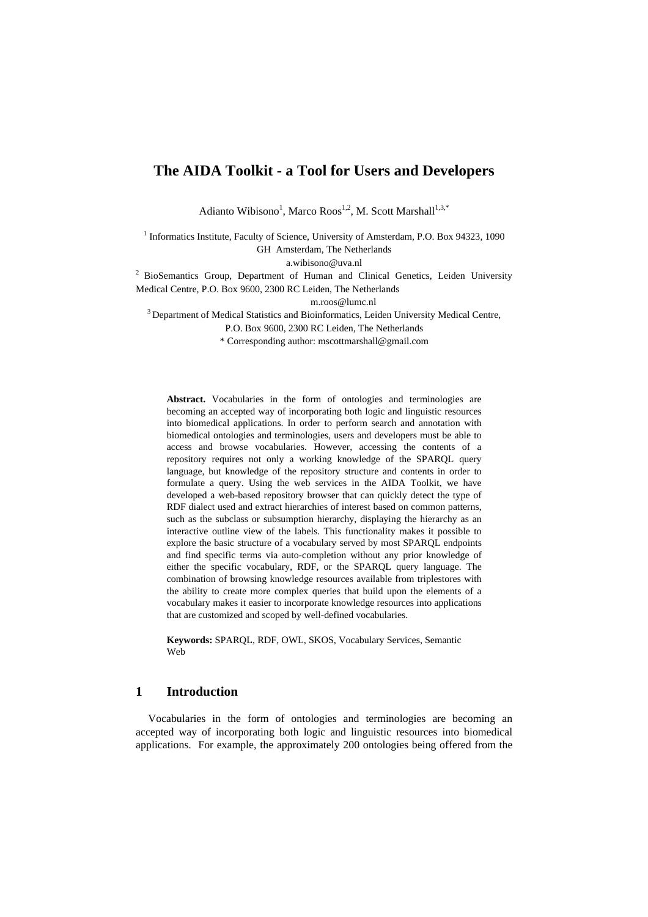# The AIDA Toolkit - a Tool for Users and Developers

Adianto Wibisono[1], Marco Roos[1,2], M. Scott Marshall[1,3,*]

[1] Informatics Institute, Faculty of Science, University of Amsterdam, P.O. Box 94323, 1090 GH Amsterdam, The Netherlands
a.wibisono@uva.nl

[2] BioSemantics Group, Department of Human and Clinical Genetics, Leiden University Medical Centre, P.O. Box 9600, 2300 RC Leiden, The Netherlands
m.roos@lumc.nl

[3] Department of Medical Statistics and Bioinformatics, Leiden University Medical Centre, P.O. Box 9600, 2300 RC Leiden, The Netherlands

* Corresponding author: mscottmarshall@gmail.com

**Abstract.** Vocabularies in the form of ontologies and terminologies are becoming an accepted way of incorporating both logic and linguistic resources into biomedical applications. In order to perform search and annotation with biomedical ontologies and terminologies, users and developers must be able to access and browse vocabularies. However, accessing the contents of a repository requires not only a working knowledge of the SPARQL query language, but knowledge of the repository structure and contents in order to formulate a query. Using the web services in the AIDA Toolkit, we have developed a web-based repository browser that can quickly detect the type of RDF dialect used and extract hierarchies of interest based on common patterns, such as the subclass or subsumption hierarchy, displaying the hierarchy as an interactive outline view of the labels. This functionality makes it possible to explore the basic structure of a vocabulary served by most SPARQL endpoints and find specific terms via auto-completion without any prior knowledge of either the specific vocabulary, RDF, or the SPARQL query language. The combination of browsing knowledge resources available from triplestores with the ability to create more complex queries that build upon the elements of a vocabulary makes it easier to incorporate knowledge resources into applications that are customized and scoped by well-defined vocabularies.

**Keywords:** SPARQL, RDF, OWL, SKOS, Vocabulary Services, Semantic Web

## 1 Introduction

Vocabularies in the form of ontologies and terminologies are becoming an accepted way of incorporating both logic and linguistic resources into biomedical applications. For example, the approximately 200 ontologies being offered from the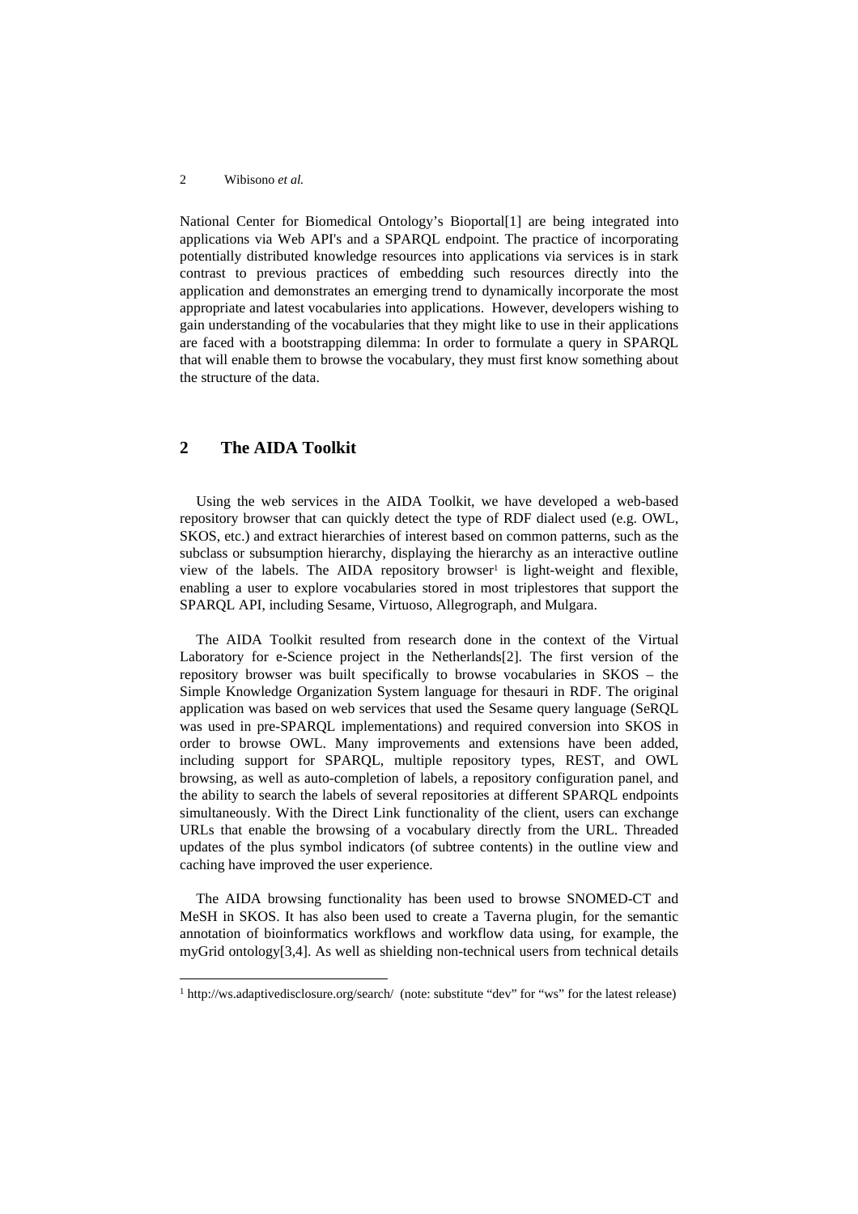National Center for Biomedical Ontology's Bioportal[1] are being integrated into applications via Web API's and a SPARQL endpoint. The practice of incorporating potentially distributed knowledge resources into applications via services is in stark contrast to previous practices of embedding such resources directly into the application and demonstrates an emerging trend to dynamically incorporate the most appropriate and latest vocabularies into applications. However, developers wishing to gain understanding of the vocabularies that they might like to use in their applications are faced with a bootstrapping dilemma: In order to formulate a query in SPARQL that will enable them to browse the vocabulary, they must first know something about the structure of the data.

## 2 The AIDA Toolkit

Using the web services in the AIDA Toolkit, we have developed a web-based repository browser that can quickly detect the type of RDF dialect used (e.g. OWL, SKOS, etc.) and extract hierarchies of interest based on common patterns, such as the subclass or subsumption hierarchy, displaying the hierarchy as an interactive outline view of the labels. The AIDA repository browser[1] is light-weight and flexible, enabling a user to explore vocabularies stored in most triplestores that support the SPARQL API, including Sesame, Virtuoso, Allegrograph, and Mulgara.

The AIDA Toolkit resulted from research done in the context of the Virtual Laboratory for e-Science project in the Netherlands[2]. The first version of the repository browser was built specifically to browse vocabularies in SKOS – the Simple Knowledge Organization System language for thesauri in RDF. The original application was based on web services that used the Sesame query language (SeRQL was used in pre-SPARQL implementations) and required conversion into SKOS in order to browse OWL. Many improvements and extensions have been added, including support for SPARQL, multiple repository types, REST, and OWL browsing, as well as auto-completion of labels, a repository configuration panel, and the ability to search the labels of several repositories at different SPARQL endpoints simultaneously. With the Direct Link functionality of the client, users can exchange URLs that enable the browsing of a vocabulary directly from the URL. Threaded updates of the plus symbol indicators (of subtree contents) in the outline view and caching have improved the user experience.

The AIDA browsing functionality has been used to browse SNOMED-CT and MeSH in SKOS. It has also been used to create a Taverna plugin, for the semantic annotation of bioinformatics workflows and workflow data using, for example, the myGrid ontology[3,4]. As well as shielding non-technical users from technical details

[1] http://ws.adaptivedisclosure.org/search/ (note: substitute "dev" for "ws" for the latest release)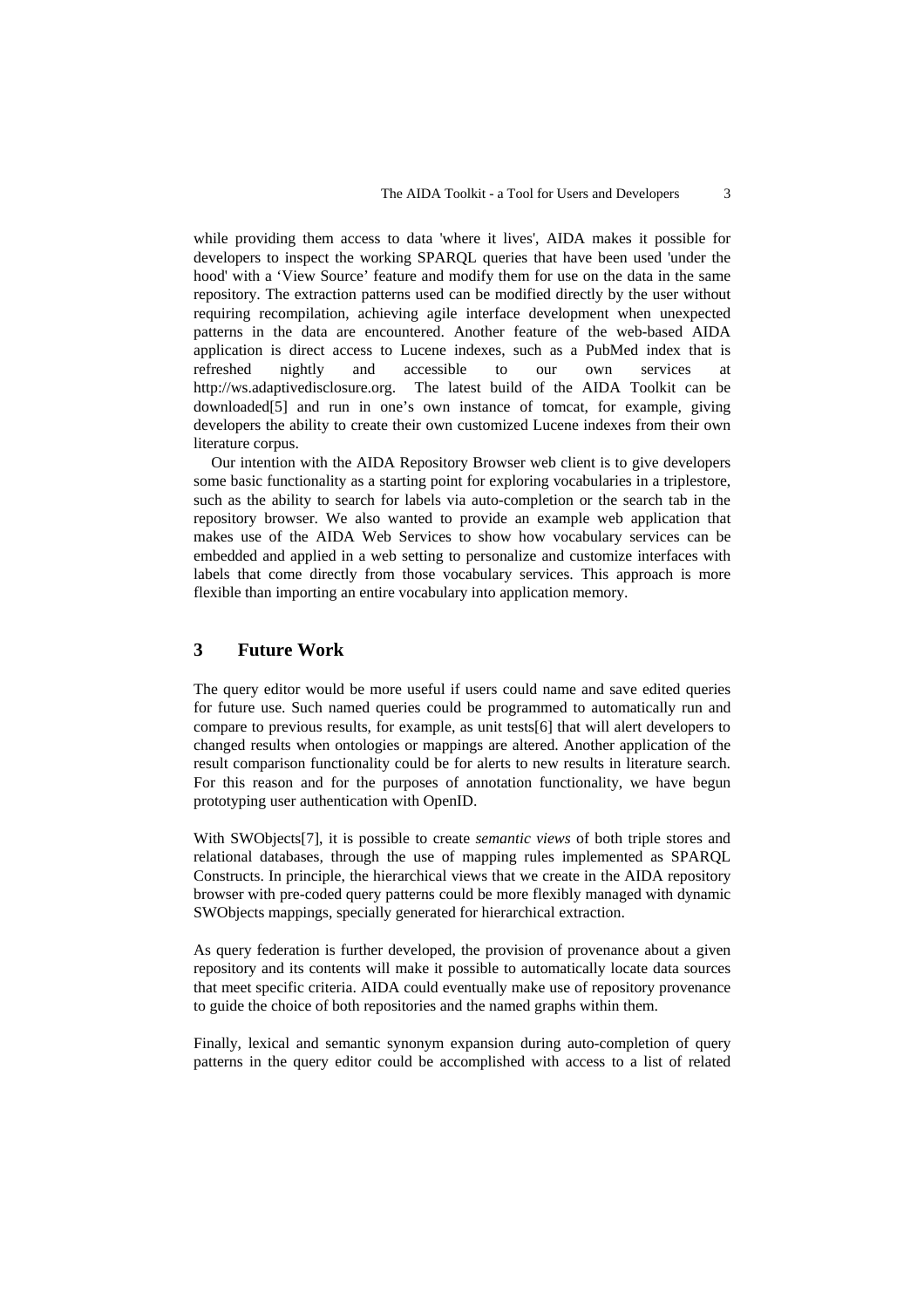while providing them access to data 'where it lives', AIDA makes it possible for developers to inspect the working SPARQL queries that have been used 'under the hood' with a 'View Source' feature and modify them for use on the data in the same repository. The extraction patterns used can be modified directly by the user without requiring recompilation, achieving agile interface development when unexpected patterns in the data are encountered. Another feature of the web-based AIDA application is direct access to Lucene indexes, such as a PubMed index that is refreshed nightly and accessible to our own services at http://ws.adaptivedisclosure.org. The latest build of the AIDA Toolkit can be downloaded[5] and run in one's own instance of tomcat, for example, giving developers the ability to create their own customized Lucene indexes from their own literature corpus.

Our intention with the AIDA Repository Browser web client is to give developers some basic functionality as a starting point for exploring vocabularies in a triplestore, such as the ability to search for labels via auto-completion or the search tab in the repository browser. We also wanted to provide an example web application that makes use of the AIDA Web Services to show how vocabulary services can be embedded and applied in a web setting to personalize and customize interfaces with labels that come directly from those vocabulary services. This approach is more flexible than importing an entire vocabulary into application memory.

## 3 Future Work

The query editor would be more useful if users could name and save edited queries for future use. Such named queries could be programmed to automatically run and compare to previous results, for example, as unit tests[6] that will alert developers to changed results when ontologies or mappings are altered. Another application of the result comparison functionality could be for alerts to new results in literature search. For this reason and for the purposes of annotation functionality, we have begun prototyping user authentication with OpenID.

With SWObjects[7], it is possible to create *semantic views* of both triple stores and relational databases, through the use of mapping rules implemented as SPARQL Constructs. In principle, the hierarchical views that we create in the AIDA repository browser with pre-coded query patterns could be more flexibly managed with dynamic SWObjects mappings, specially generated for hierarchical extraction.

As query federation is further developed, the provision of provenance about a given repository and its contents will make it possible to automatically locate data sources that meet specific criteria. AIDA could eventually make use of repository provenance to guide the choice of both repositories and the named graphs within them.

Finally, lexical and semantic synonym expansion during auto-completion of query patterns in the query editor could be accomplished with access to a list of related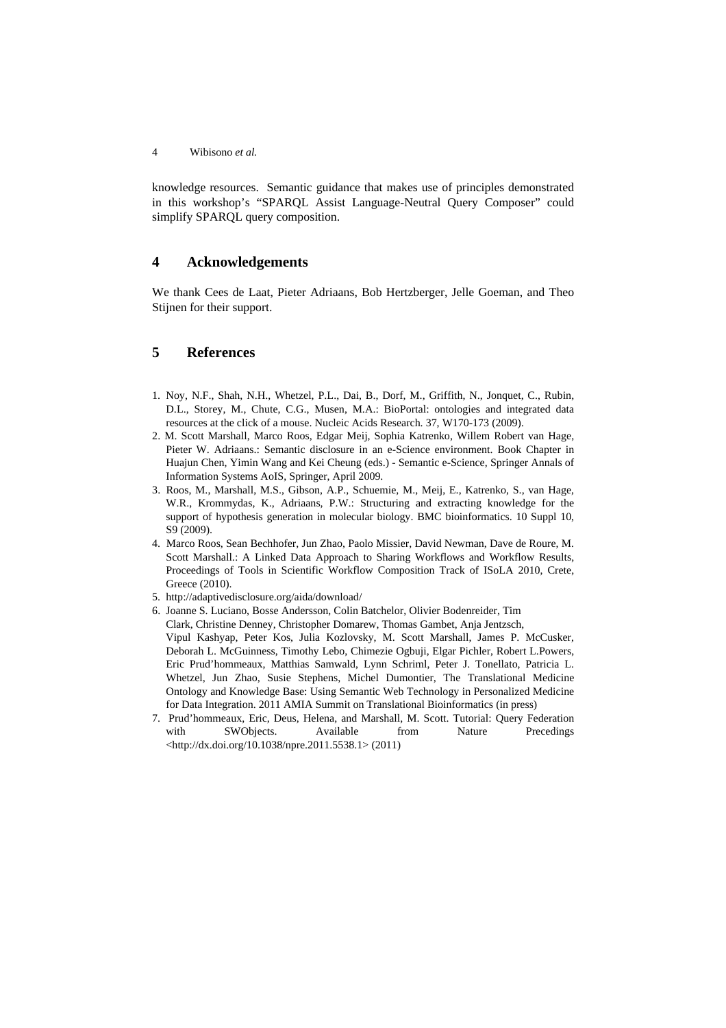knowledge resources. Semantic guidance that makes use of principles demonstrated in this workshop's "SPARQL Assist Language-Neutral Query Composer" could simplify SPARQL query composition.

## 4 Acknowledgements

We thank Cees de Laat, Pieter Adriaans, Bob Hertzberger, Jelle Goeman, and Theo Stijnen for their support.

## 5 References

1. Noy, N.F., Shah, N.H., Whetzel, P.L., Dai, B., Dorf, M., Griffith, N., Jonquet, C., Rubin, D.L., Storey, M., Chute, C.G., Musen, M.A.: BioPortal: ontologies and integrated data resources at the click of a mouse. Nucleic Acids Research. 37, W170-173 (2009).
2. M. Scott Marshall, Marco Roos, Edgar Meij, Sophia Katrenko, Willem Robert van Hage, Pieter W. Adriaans.: Semantic disclosure in an e-Science environment. Book Chapter in Huajun Chen, Yimin Wang and Kei Cheung (eds.) - Semantic e-Science, Springer Annals of Information Systems AoIS, Springer, April 2009.
3. Roos, M., Marshall, M.S., Gibson, A.P., Schuemie, M., Meij, E., Katrenko, S., van Hage, W.R., Krommydas, K., Adriaans, P.W.: Structuring and extracting knowledge for the support of hypothesis generation in molecular biology. BMC bioinformatics. 10 Suppl 10, S9 (2009).
4. Marco Roos, Sean Bechhofer, Jun Zhao, Paolo Missier, David Newman, Dave de Roure, M. Scott Marshall.: A Linked Data Approach to Sharing Workflows and Workflow Results, Proceedings of Tools in Scientific Workflow Composition Track of ISoLA 2010, Crete, Greece (2010).
5. http://adaptivedisclosure.org/aida/download/
6. Joanne S. Luciano, Bosse Andersson, Colin Batchelor, Olivier Bodenreider, Tim Clark, Christine Denney, Christopher Domarew, Thomas Gambet, Anja Jentzsch, Vipul Kashyap, Peter Kos, Julia Kozlovsky, M. Scott Marshall, James P. McCusker, Deborah L. McGuinness, Timothy Lebo, Chimezie Ogbuji, Elgar Pichler, Robert L.Powers, Eric Prud'hommeaux, Matthias Samwald, Lynn Schriml, Peter J. Tonellato, Patricia L. Whetzel, Jun Zhao, Susie Stephens, Michel Dumontier, The Translational Medicine Ontology and Knowledge Base: Using Semantic Web Technology in Personalized Medicine for Data Integration. 2011 AMIA Summit on Translational Bioinformatics (in press)
7. Prud'hommeaux, Eric, Deus, Helena, and Marshall, M. Scott. Tutorial: Query Federation with SWObjects. Available from Nature Precedings <http://dx.doi.org/10.1038/npre.2011.5538.1> (2011)